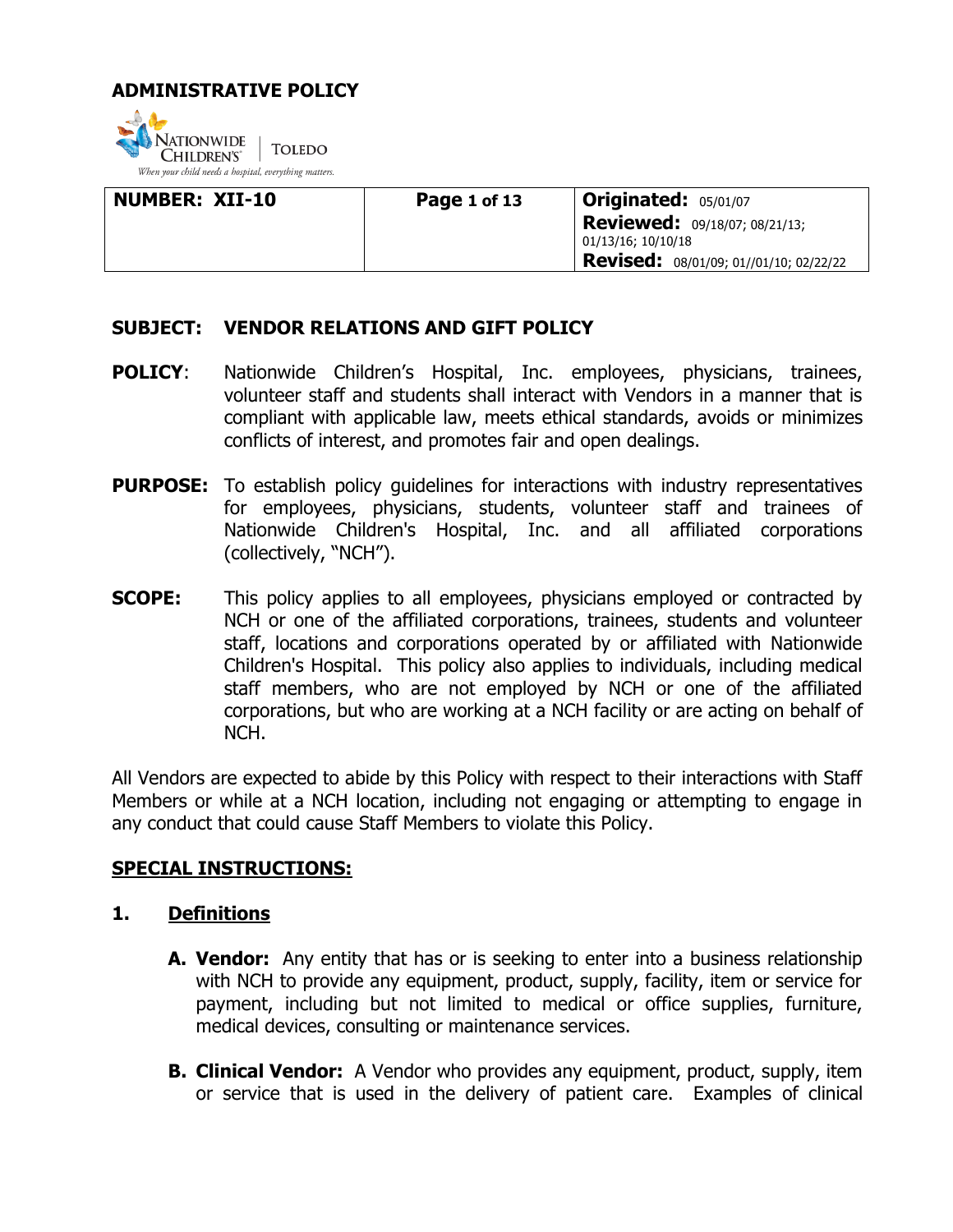## ADMINISTRATIVE POLICY

NATIONWIDE CHILDREN'S | TOLEDO

*When your child needs a hospital, everything matters.*

| NUMBER: XII-10 | Page 1 of 13 | Originated: 05/01/07 Reviewed: 09/18/07; 08/21/13; 01/13/16; 10/10/18 Revised: 08/01/09; 01//01/10; 02/22/22 |
|---|---|---|

**SUBJECT: VENDOR RELATIONS AND GIFT POLICY**

**POLICY**: Nationwide Children's Hospital, Inc. employees, physicians, trainees, volunteer staff and students shall interact with Vendors in a manner that is compliant with applicable law, meets ethical standards, avoids or minimizes conflicts of interest, and promotes fair and open dealings.

**PURPOSE:** To establish policy guidelines for interactions with industry representatives for employees, physicians, students, volunteer staff and trainees of Nationwide Children's Hospital, Inc. and all affiliated corporations (collectively, "NCH").

**SCOPE:** This policy applies to all employees, physicians employed or contracted by NCH or one of the affiliated corporations, trainees, students and volunteer staff, locations and corporations operated by or affiliated with Nationwide Children's Hospital. This policy also applies to individuals, including medical staff members, who are not employed by NCH or one of the affiliated corporations, but who are working at a NCH facility or are acting on behalf of NCH.

All Vendors are expected to abide by this Policy with respect to their interactions with Staff Members or while at a NCH location, including not engaging or attempting to engage in any conduct that could cause Staff Members to violate this Policy.

**SPECIAL INSTRUCTIONS:**

**1. Definitions**

**A. Vendor:** Any entity that has or is seeking to enter into a business relationship with NCH to provide any equipment, product, supply, facility, item or service for payment, including but not limited to medical or office supplies, furniture, medical devices, consulting or maintenance services.

**B. Clinical Vendor:** A Vendor who provides any equipment, product, supply, item or service that is used in the delivery of patient care. Examples of clinical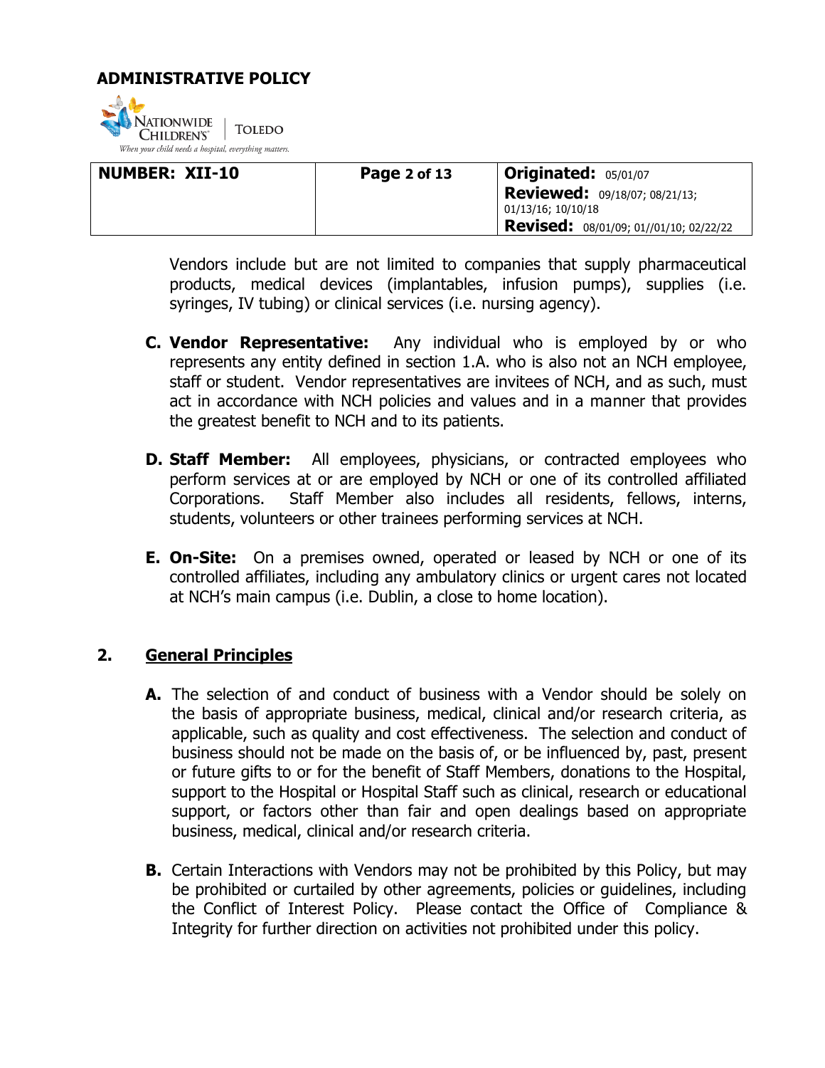Vendors include but are not limited to companies that supply pharmaceutical products, medical devices (implantables, infusion pumps), supplies (i.e. syringes, IV tubing) or clinical services (i.e. nursing agency).

**C. Vendor Representative:** Any individual who is employed by or who represents any entity defined in section 1.A. who is also not an NCH employee, staff or student. Vendor representatives are invitees of NCH, and as such, must act in accordance with NCH policies and values and in a manner that provides the greatest benefit to NCH and to its patients.

**D. Staff Member:** All employees, physicians, or contracted employees who perform services at or are employed by NCH or one of its controlled affiliated Corporations. Staff Member also includes all residents, fellows, interns, students, volunteers or other trainees performing services at NCH.

**E. On-Site:** On a premises owned, operated or leased by NCH or one of its controlled affiliates, including any ambulatory clinics or urgent cares not located at NCH's main campus (i.e. Dublin, a close to home location).

## 2. General Principles

**A.** The selection of and conduct of business with a Vendor should be solely on the basis of appropriate business, medical, clinical and/or research criteria, as applicable, such as quality and cost effectiveness. The selection and conduct of business should not be made on the basis of, or be influenced by, past, present or future gifts to or for the benefit of Staff Members, donations to the Hospital, support to the Hospital or Hospital Staff such as clinical, research or educational support, or factors other than fair and open dealings based on appropriate business, medical, clinical and/or research criteria.

**B.** Certain Interactions with Vendors may not be prohibited by this Policy, but may be prohibited or curtailed by other agreements, policies or guidelines, including the Conflict of Interest Policy. Please contact the Office of Compliance & Integrity for further direction on activities not prohibited under this policy.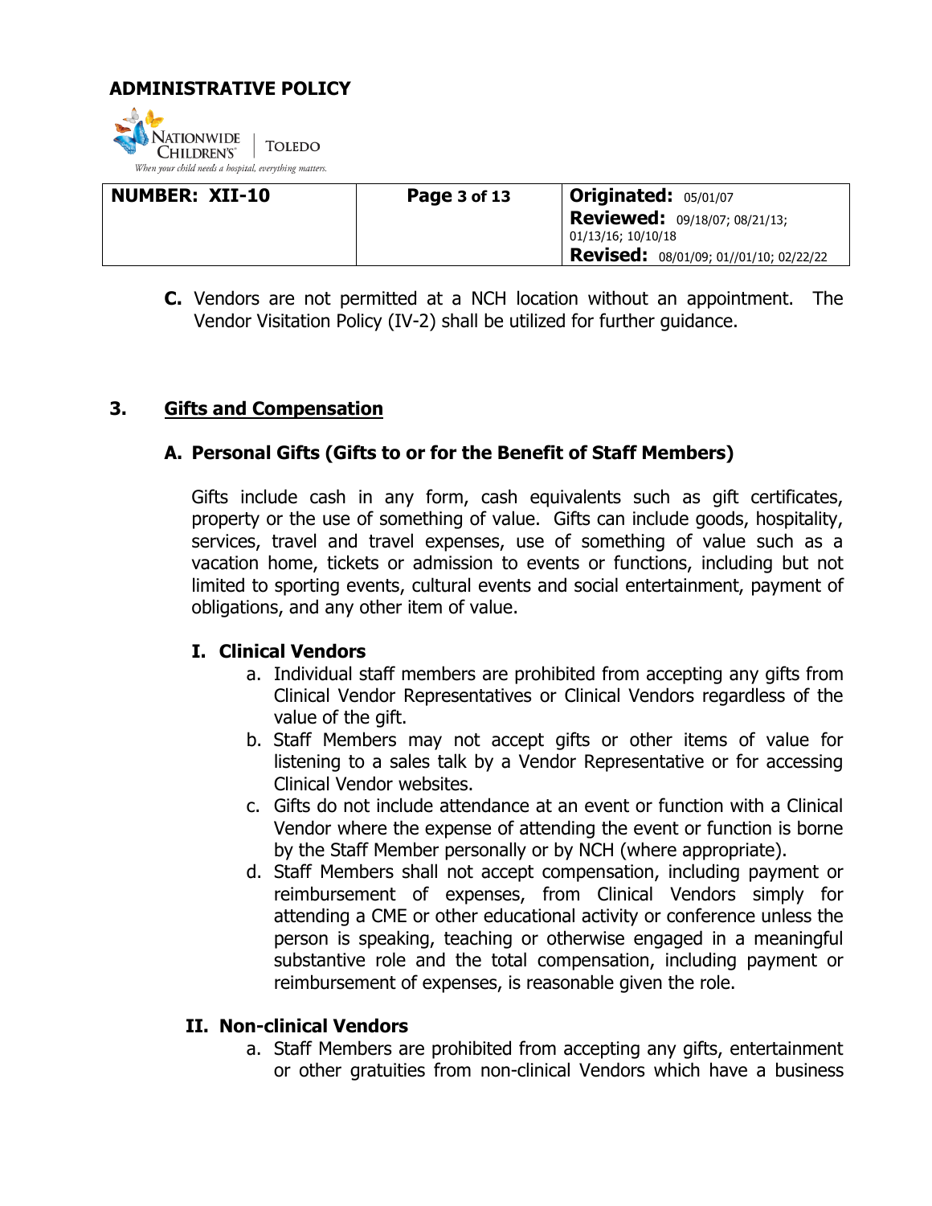**C.** Vendors are not permitted at a NCH location without an appointment. The Vendor Visitation Policy (IV-2) shall be utilized for further guidance.

## 3. Gifts and Compensation

### A. Personal Gifts (Gifts to or for the Benefit of Staff Members)

Gifts include cash in any form, cash equivalents such as gift certificates, property or the use of something of value. Gifts can include goods, hospitality, services, travel and travel expenses, use of something of value such as a vacation home, tickets or admission to events or functions, including but not limited to sporting events, cultural events and social entertainment, payment of obligations, and any other item of value.

#### I. Clinical Vendors

a. Individual staff members are prohibited from accepting any gifts from Clinical Vendor Representatives or Clinical Vendors regardless of the value of the gift.

b. Staff Members may not accept gifts or other items of value for listening to a sales talk by a Vendor Representative or for accessing Clinical Vendor websites.

c. Gifts do not include attendance at an event or function with a Clinical Vendor where the expense of attending the event or function is borne by the Staff Member personally or by NCH (where appropriate).

d. Staff Members shall not accept compensation, including payment or reimbursement of expenses, from Clinical Vendors simply for attending a CME or other educational activity or conference unless the person is speaking, teaching or otherwise engaged in a meaningful substantive role and the total compensation, including payment or reimbursement of expenses, is reasonable given the role.

#### II. Non-clinical Vendors

a. Staff Members are prohibited from accepting any gifts, entertainment or other gratuities from non-clinical Vendors which have a business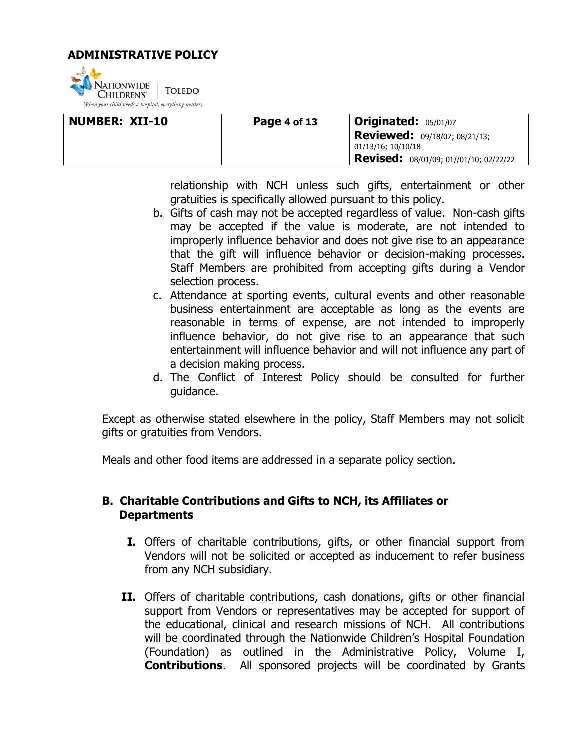relationship with NCH unless such gifts, entertainment or other gratuities is specifically allowed pursuant to this policy.

b. Gifts of cash may not be accepted regardless of value. Non-cash gifts may be accepted if the value is moderate, are not intended to improperly influence behavior and does not give rise to an appearance that the gift will influence behavior or decision-making processes. Staff Members are prohibited from accepting gifts during a Vendor selection process.
c. Attendance at sporting events, cultural events and other reasonable business entertainment are acceptable as long as the events are reasonable in terms of expense, are not intended to improperly influence behavior, do not give rise to an appearance that such entertainment will influence behavior and will not influence any part of a decision making process.
d. The Conflict of Interest Policy should be consulted for further guidance.

Except as otherwise stated elsewhere in the policy, Staff Members may not solicit gifts or gratuities from Vendors.

Meals and other food items are addressed in a separate policy section.

### B. Charitable Contributions and Gifts to NCH, its Affiliates or Departments

**I.** Offers of charitable contributions, gifts, or other financial support from Vendors will not be solicited or accepted as inducement to refer business from any NCH subsidiary.

**II.** Offers of charitable contributions, cash donations, gifts or other financial support from Vendors or representatives may be accepted for support of the educational, clinical and research missions of NCH. All contributions will be coordinated through the Nationwide Children's Hospital Foundation (Foundation) as outlined in the Administrative Policy, Volume I, **Contributions**. All sponsored projects will be coordinated by Grants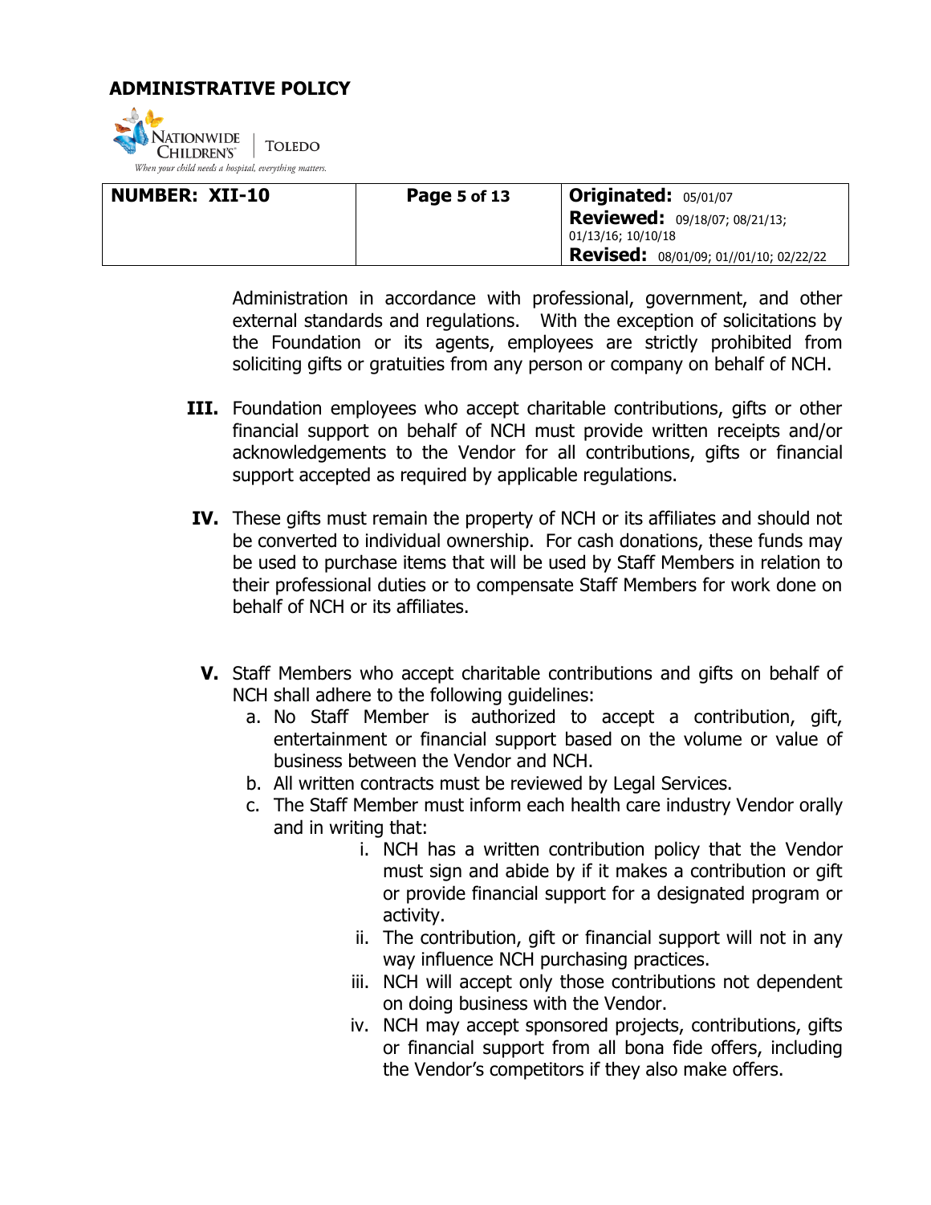Administration in accordance with professional, government, and other external standards and regulations. With the exception of solicitations by the Foundation or its agents, employees are strictly prohibited from soliciting gifts or gratuities from any person or company on behalf of NCH.

**III.** Foundation employees who accept charitable contributions, gifts or other financial support on behalf of NCH must provide written receipts and/or acknowledgements to the Vendor for all contributions, gifts or financial support accepted as required by applicable regulations.

**IV.** These gifts must remain the property of NCH or its affiliates and should not be converted to individual ownership. For cash donations, these funds may be used to purchase items that will be used by Staff Members in relation to their professional duties or to compensate Staff Members for work done on behalf of NCH or its affiliates.

**V.** Staff Members who accept charitable contributions and gifts on behalf of NCH shall adhere to the following guidelines:

a. No Staff Member is authorized to accept a contribution, gift, entertainment or financial support based on the volume or value of business between the Vendor and NCH.

b. All written contracts must be reviewed by Legal Services.

c. The Staff Member must inform each health care industry Vendor orally and in writing that:

   i. NCH has a written contribution policy that the Vendor must sign and abide by if it makes a contribution or gift or provide financial support for a designated program or activity.

   ii. The contribution, gift or financial support will not in any way influence NCH purchasing practices.

   iii. NCH will accept only those contributions not dependent on doing business with the Vendor.

   iv. NCH may accept sponsored projects, contributions, gifts or financial support from all bona fide offers, including the Vendor's competitors if they also make offers.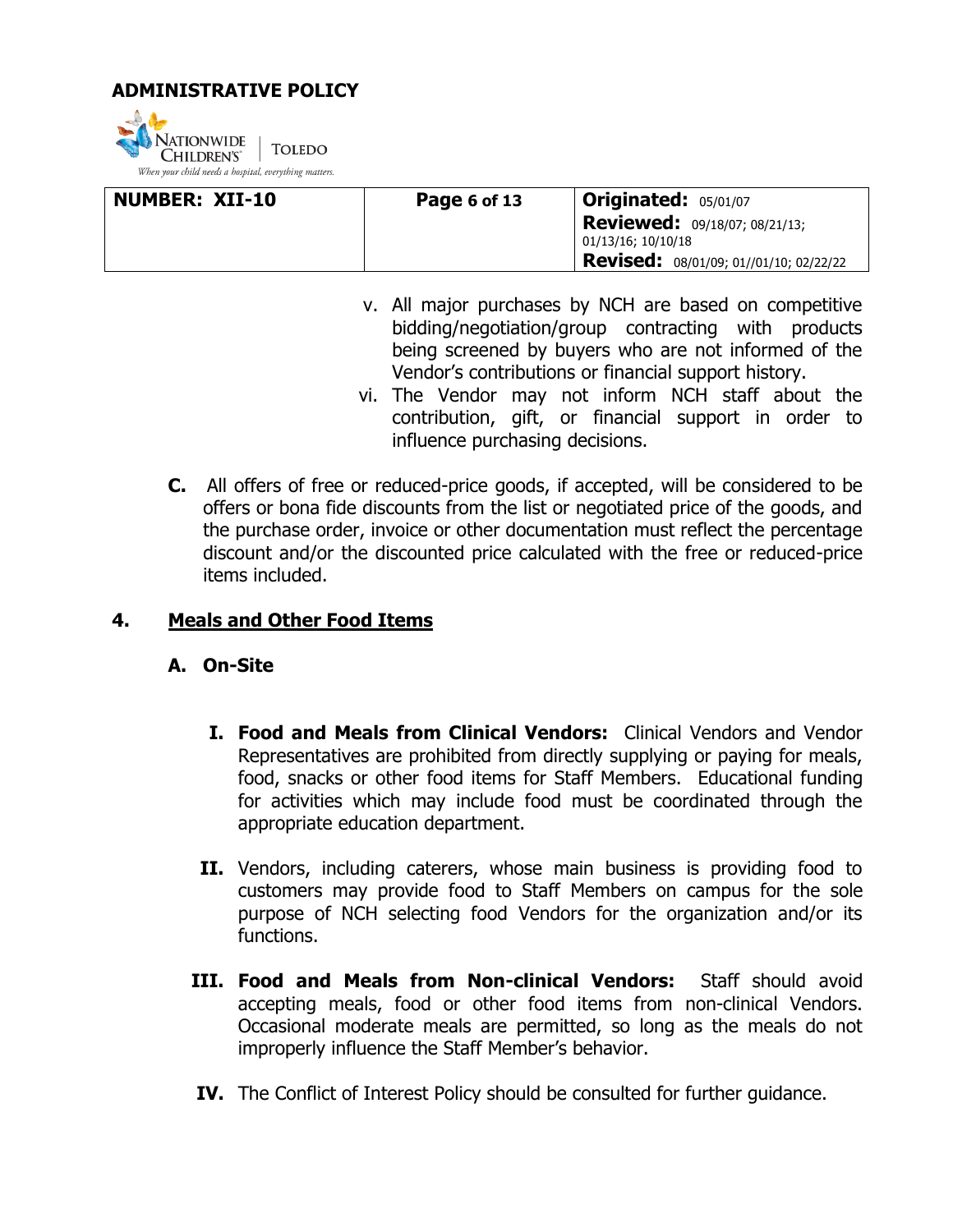v. All major purchases by NCH are based on competitive bidding/negotiation/group contracting with products being screened by buyers who are not informed of the Vendor's contributions or financial support history.

vi. The Vendor may not inform NCH staff about the contribution, gift, or financial support in order to influence purchasing decisions.

**C.** All offers of free or reduced-price goods, if accepted, will be considered to be offers or bona fide discounts from the list or negotiated price of the goods, and the purchase order, invoice or other documentation must reflect the percentage discount and/or the discounted price calculated with the free or reduced-price items included.

## 4. <u>Meals and Other Food Items</u>

### A. On-Site

**I. Food and Meals from Clinical Vendors:** Clinical Vendors and Vendor Representatives are prohibited from directly supplying or paying for meals, food, snacks or other food items for Staff Members. Educational funding for activities which may include food must be coordinated through the appropriate education department.

**II.** Vendors, including caterers, whose main business is providing food to customers may provide food to Staff Members on campus for the sole purpose of NCH selecting food Vendors for the organization and/or its functions.

**III. Food and Meals from Non-clinical Vendors:** Staff should avoid accepting meals, food or other food items from non-clinical Vendors. Occasional moderate meals are permitted, so long as the meals do not improperly influence the Staff Member's behavior.

**IV.** The Conflict of Interest Policy should be consulted for further guidance.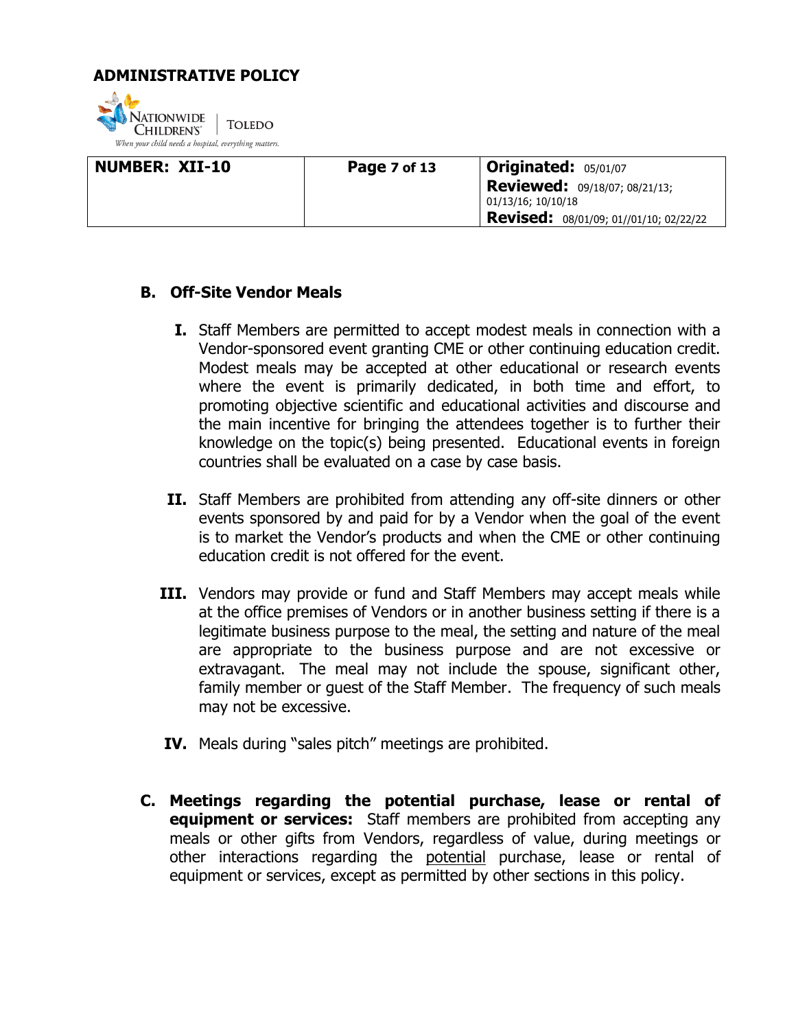### B. Off-Site Vendor Meals

**I.** Staff Members are permitted to accept modest meals in connection with a Vendor-sponsored event granting CME or other continuing education credit. Modest meals may be accepted at other educational or research events where the event is primarily dedicated, in both time and effort, to promoting objective scientific and educational activities and discourse and the main incentive for bringing the attendees together is to further their knowledge on the topic(s) being presented. Educational events in foreign countries shall be evaluated on a case by case basis.

**II.** Staff Members are prohibited from attending any off-site dinners or other events sponsored by and paid for by a Vendor when the goal of the event is to market the Vendor's products and when the CME or other continuing education credit is not offered for the event.

**III.** Vendors may provide or fund and Staff Members may accept meals while at the office premises of Vendors or in another business setting if there is a legitimate business purpose to the meal, the setting and nature of the meal are appropriate to the business purpose and are not excessive or extravagant. The meal may not include the spouse, significant other, family member or guest of the Staff Member. The frequency of such meals may not be excessive.

**IV.** Meals during "sales pitch" meetings are prohibited.

**C. Meetings regarding the potential purchase, lease or rental of equipment or services:** Staff members are prohibited from accepting any meals or other gifts from Vendors, regardless of value, during meetings or other interactions regarding the potential purchase, lease or rental of equipment or services, except as permitted by other sections in this policy.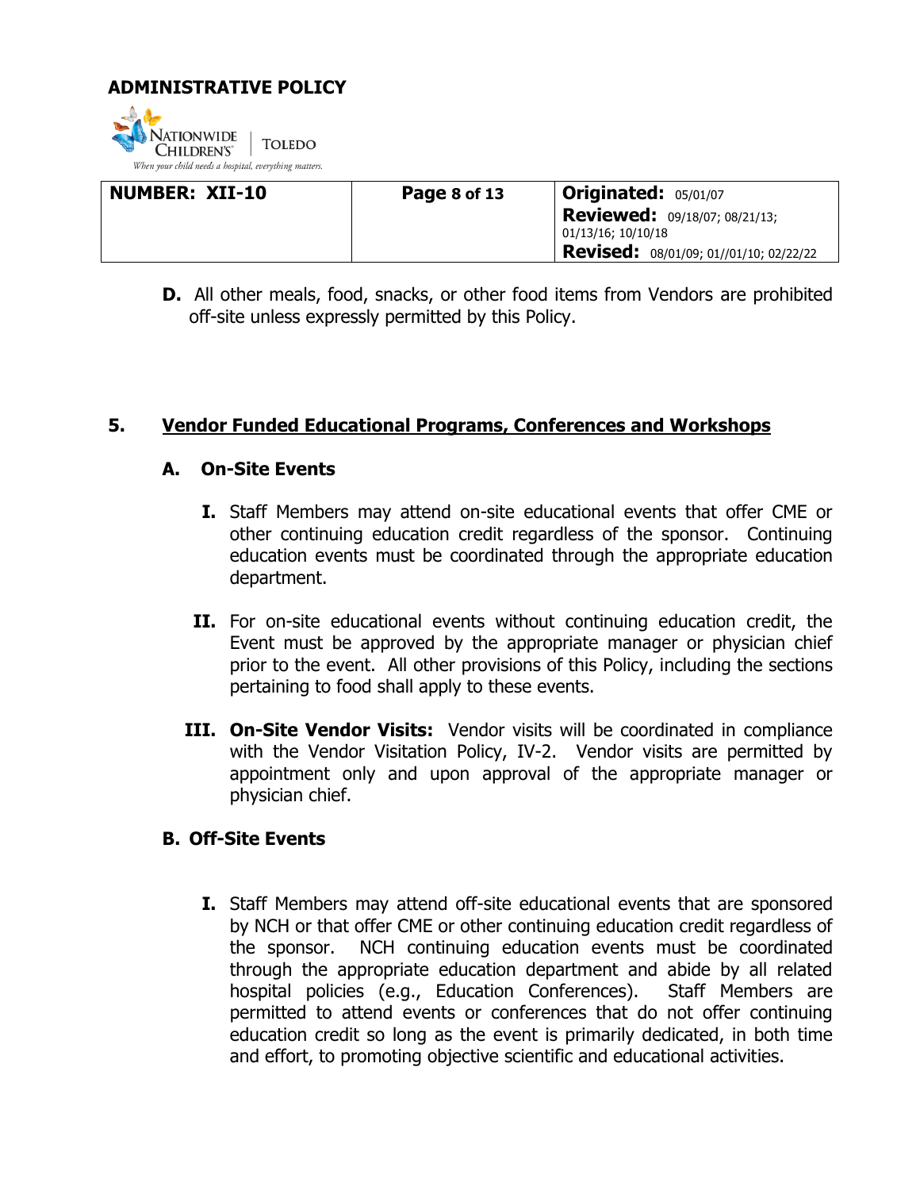**D.** All other meals, food, snacks, or other food items from Vendors are prohibited off-site unless expressly permitted by this Policy.

## 5. Vendor Funded Educational Programs, Conferences and Workshops

### A. On-Site Events

**I.** Staff Members may attend on-site educational events that offer CME or other continuing education credit regardless of the sponsor. Continuing education events must be coordinated through the appropriate education department.

**II.** For on-site educational events without continuing education credit, the Event must be approved by the appropriate manager or physician chief prior to the event. All other provisions of this Policy, including the sections pertaining to food shall apply to these events.

**III. On-Site Vendor Visits:** Vendor visits will be coordinated in compliance with the Vendor Visitation Policy, IV-2. Vendor visits are permitted by appointment only and upon approval of the appropriate manager or physician chief.

### B. Off-Site Events

**I.** Staff Members may attend off-site educational events that are sponsored by NCH or that offer CME or other continuing education credit regardless of the sponsor. NCH continuing education events must be coordinated through the appropriate education department and abide by all related hospital policies (e.g., Education Conferences). Staff Members are permitted to attend events or conferences that do not offer continuing education credit so long as the event is primarily dedicated, in both time and effort, to promoting objective scientific and educational activities.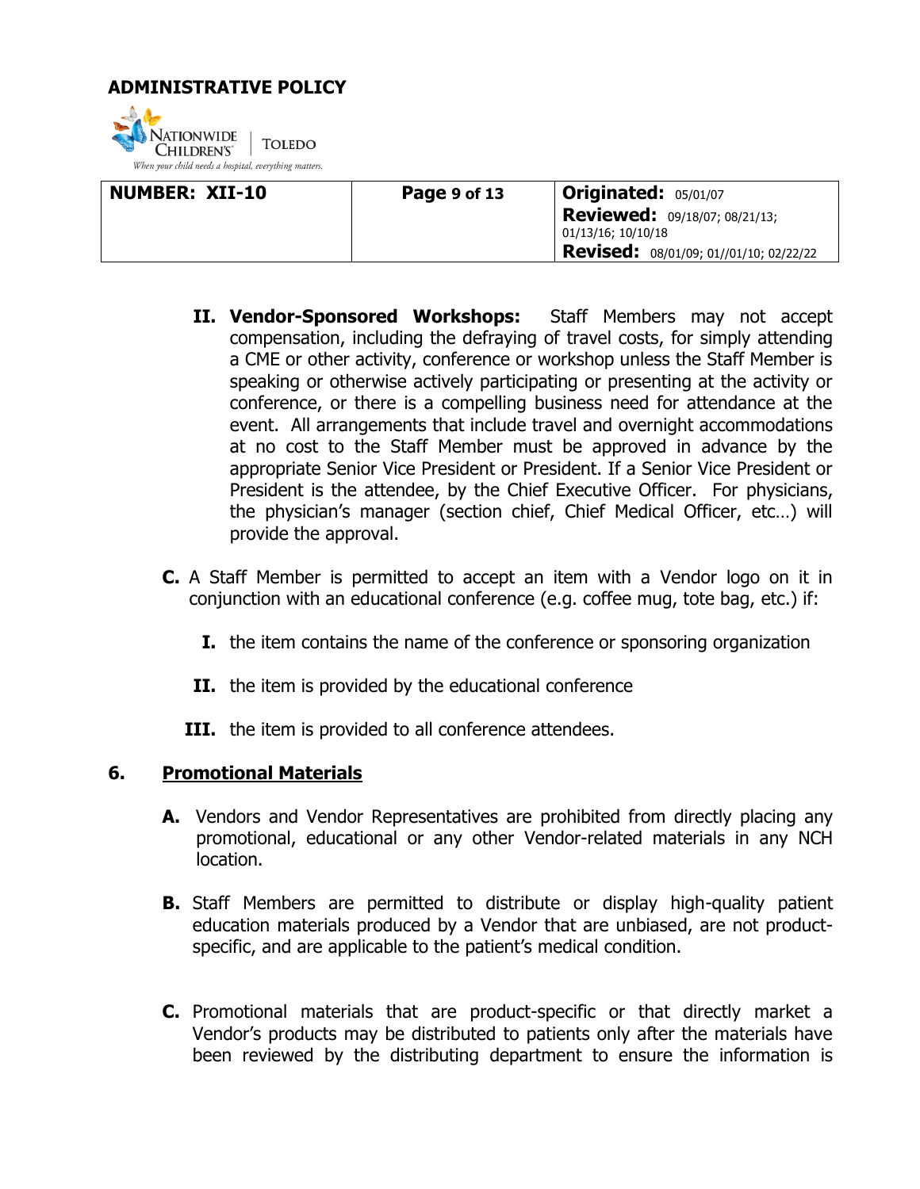II. **Vendor-Sponsored Workshops:** Staff Members may not accept compensation, including the defraying of travel costs, for simply attending a CME or other activity, conference or workshop unless the Staff Member is speaking or otherwise actively participating or presenting at the activity or conference, or there is a compelling business need for attendance at the event. All arrangements that include travel and overnight accommodations at no cost to the Staff Member must be approved in advance by the appropriate Senior Vice President or President. If a Senior Vice President or President is the attendee, by the Chief Executive Officer. For physicians, the physician's manager (section chief, Chief Medical Officer, etc…) will provide the approval.

**C.** A Staff Member is permitted to accept an item with a Vendor logo on it in conjunction with an educational conference (e.g. coffee mug, tote bag, etc.) if:

**I.** the item contains the name of the conference or sponsoring organization

**II.** the item is provided by the educational conference

**III.** the item is provided to all conference attendees.

## 6. Promotional Materials

**A.** Vendors and Vendor Representatives are prohibited from directly placing any promotional, educational or any other Vendor-related materials in any NCH location.

**B.** Staff Members are permitted to distribute or display high-quality patient education materials produced by a Vendor that are unbiased, are not product-specific, and are applicable to the patient's medical condition.

**C.** Promotional materials that are product-specific or that directly market a Vendor's products may be distributed to patients only after the materials have been reviewed by the distributing department to ensure the information is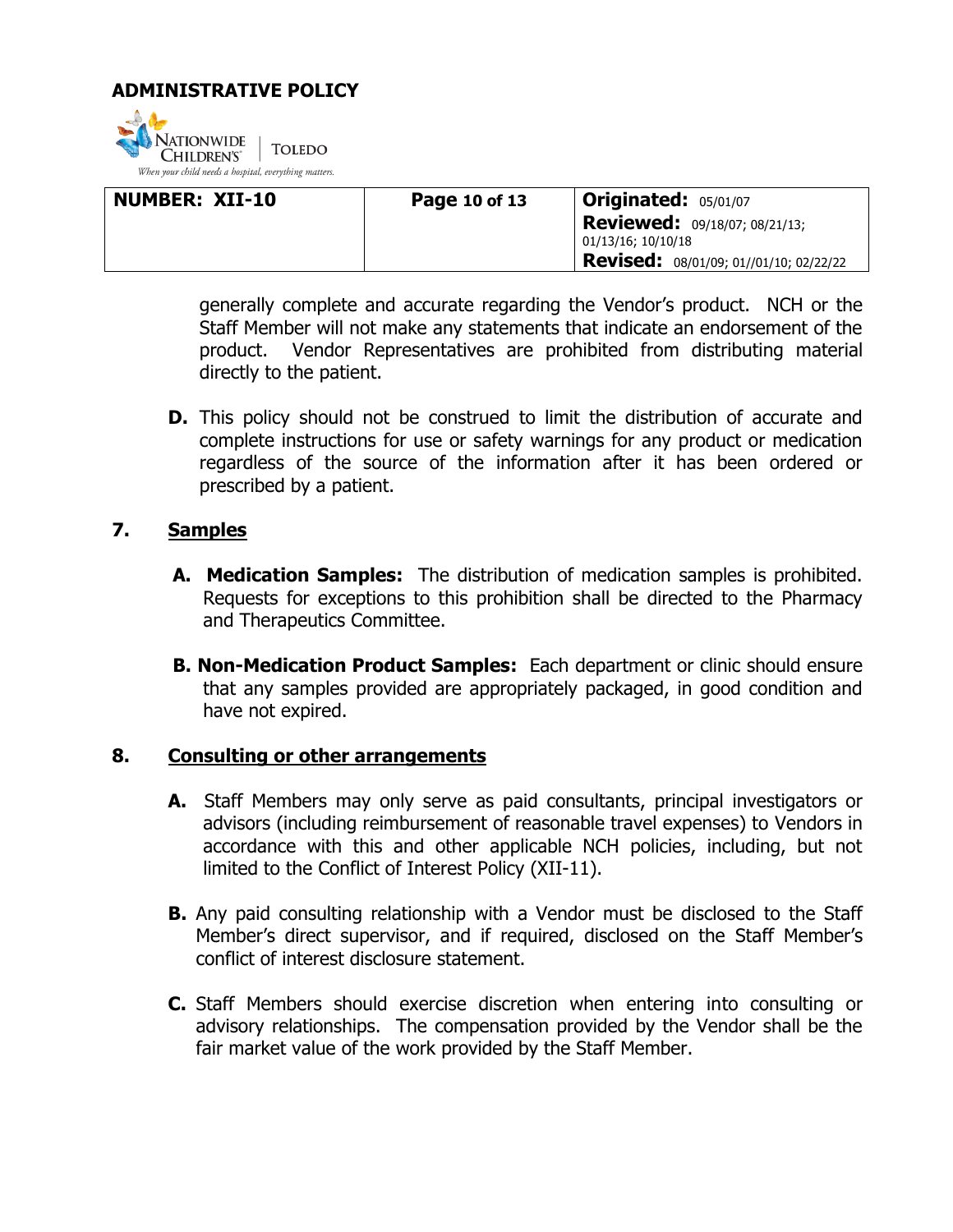generally complete and accurate regarding the Vendor's product. NCH or the Staff Member will not make any statements that indicate an endorsement of the product. Vendor Representatives are prohibited from distributing material directly to the patient.

**D.** This policy should not be construed to limit the distribution of accurate and complete instructions for use or safety warnings for any product or medication regardless of the source of the information after it has been ordered or prescribed by a patient.

## 7. Samples

**A. Medication Samples:** The distribution of medication samples is prohibited. Requests for exceptions to this prohibition shall be directed to the Pharmacy and Therapeutics Committee.

**B. Non-Medication Product Samples:** Each department or clinic should ensure that any samples provided are appropriately packaged, in good condition and have not expired.

## 8. Consulting or other arrangements

**A.** Staff Members may only serve as paid consultants, principal investigators or advisors (including reimbursement of reasonable travel expenses) to Vendors in accordance with this and other applicable NCH policies, including, but not limited to the Conflict of Interest Policy (XII-11).

**B.** Any paid consulting relationship with a Vendor must be disclosed to the Staff Member's direct supervisor, and if required, disclosed on the Staff Member's conflict of interest disclosure statement.

**C.** Staff Members should exercise discretion when entering into consulting or advisory relationships. The compensation provided by the Vendor shall be the fair market value of the work provided by the Staff Member.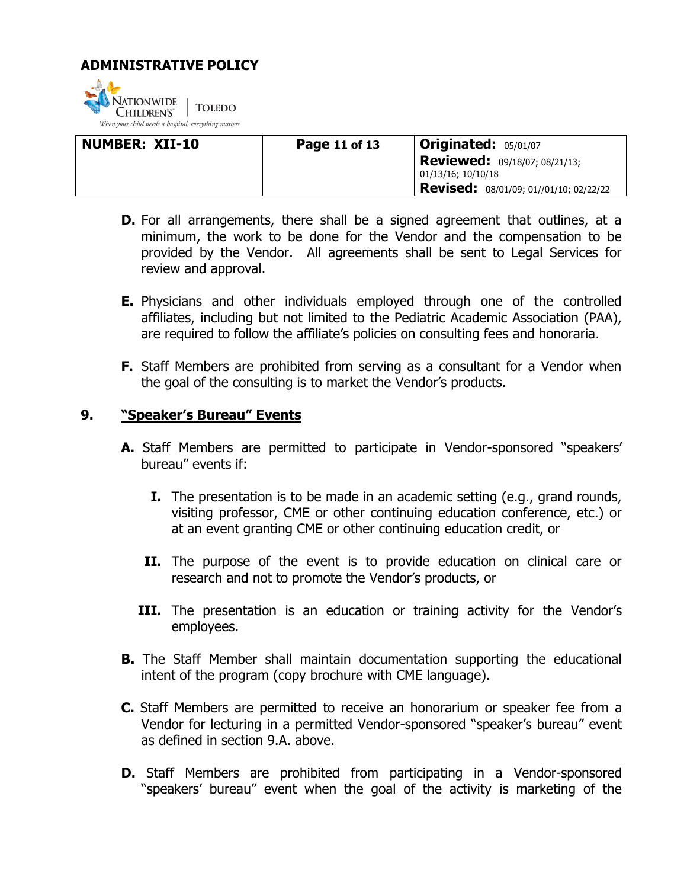**D.** For all arrangements, there shall be a signed agreement that outlines, at a minimum, the work to be done for the Vendor and the compensation to be provided by the Vendor. All agreements shall be sent to Legal Services for review and approval.

**E.** Physicians and other individuals employed through one of the controlled affiliates, including but not limited to the Pediatric Academic Association (PAA), are required to follow the affiliate's policies on consulting fees and honoraria.

**F.** Staff Members are prohibited from serving as a consultant for a Vendor when the goal of the consulting is to market the Vendor's products.

## 9. "Speaker's Bureau" Events

**A.** Staff Members are permitted to participate in Vendor-sponsored "speakers' bureau" events if:

**I.** The presentation is to be made in an academic setting (e.g., grand rounds, visiting professor, CME or other continuing education conference, etc.) or at an event granting CME or other continuing education credit, or

**II.** The purpose of the event is to provide education on clinical care or research and not to promote the Vendor's products, or

**III.** The presentation is an education or training activity for the Vendor's employees.

**B.** The Staff Member shall maintain documentation supporting the educational intent of the program (copy brochure with CME language).

**C.** Staff Members are permitted to receive an honorarium or speaker fee from a Vendor for lecturing in a permitted Vendor-sponsored "speaker's bureau" event as defined in section 9.A. above.

**D.** Staff Members are prohibited from participating in a Vendor-sponsored "speakers' bureau" event when the goal of the activity is marketing of the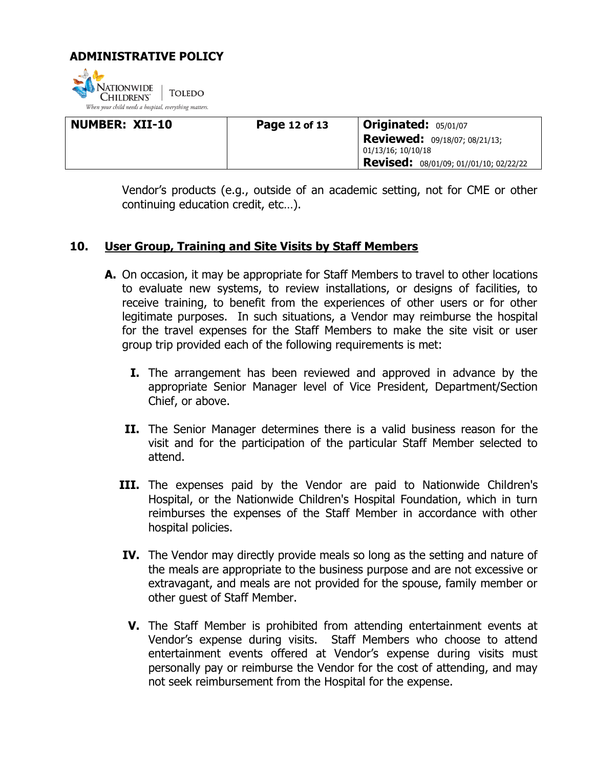Vendor's products (e.g., outside of an academic setting, not for CME or other continuing education credit, etc…).

## 10. User Group, Training and Site Visits by Staff Members

**A.** On occasion, it may be appropriate for Staff Members to travel to other locations to evaluate new systems, to review installations, or designs of facilities, to receive training, to benefit from the experiences of other users or for other legitimate purposes. In such situations, a Vendor may reimburse the hospital for the travel expenses for the Staff Members to make the site visit or user group trip provided each of the following requirements is met:

**I.** The arrangement has been reviewed and approved in advance by the appropriate Senior Manager level of Vice President, Department/Section Chief, or above.

**II.** The Senior Manager determines there is a valid business reason for the visit and for the participation of the particular Staff Member selected to attend.

**III.** The expenses paid by the Vendor are paid to Nationwide Children's Hospital, or the Nationwide Children's Hospital Foundation, which in turn reimburses the expenses of the Staff Member in accordance with other hospital policies.

**IV.** The Vendor may directly provide meals so long as the setting and nature of the meals are appropriate to the business purpose and are not excessive or extravagant, and meals are not provided for the spouse, family member or other guest of Staff Member.

**V.** The Staff Member is prohibited from attending entertainment events at Vendor's expense during visits. Staff Members who choose to attend entertainment events offered at Vendor's expense during visits must personally pay or reimburse the Vendor for the cost of attending, and may not seek reimbursement from the Hospital for the expense.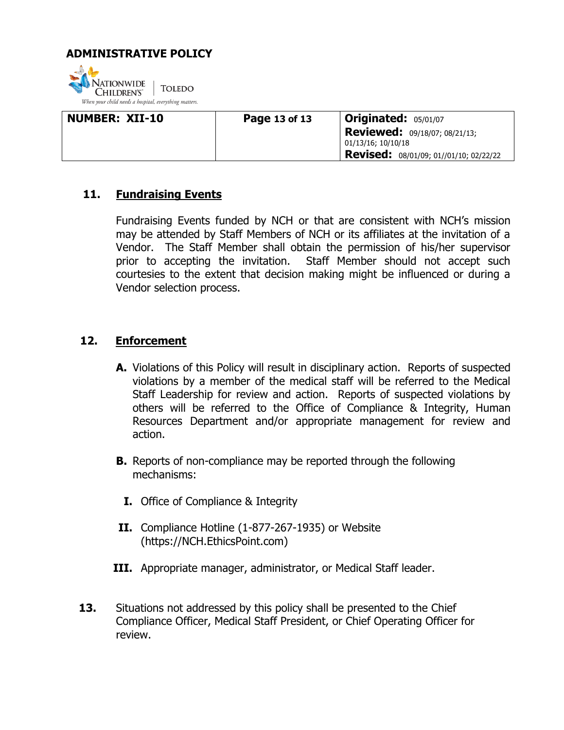## 11. Fundraising Events

Fundraising Events funded by NCH or that are consistent with NCH's mission may be attended by Staff Members of NCH or its affiliates at the invitation of a Vendor. The Staff Member shall obtain the permission of his/her supervisor prior to accepting the invitation. Staff Member should not accept such courtesies to the extent that decision making might be influenced or during a Vendor selection process.

## 12. Enforcement

**A.** Violations of this Policy will result in disciplinary action. Reports of suspected violations by a member of the medical staff will be referred to the Medical Staff Leadership for review and action. Reports of suspected violations by others will be referred to the Office of Compliance & Integrity, Human Resources Department and/or appropriate management for review and action.

**B.** Reports of non-compliance may be reported through the following mechanisms:

**I.** Office of Compliance & Integrity

**II.** Compliance Hotline (1-877-267-1935) or Website (https://NCH.EthicsPoint.com)

**III.** Appropriate manager, administrator, or Medical Staff leader.

**13.** Situations not addressed by this policy shall be presented to the Chief Compliance Officer, Medical Staff President, or Chief Operating Officer for review.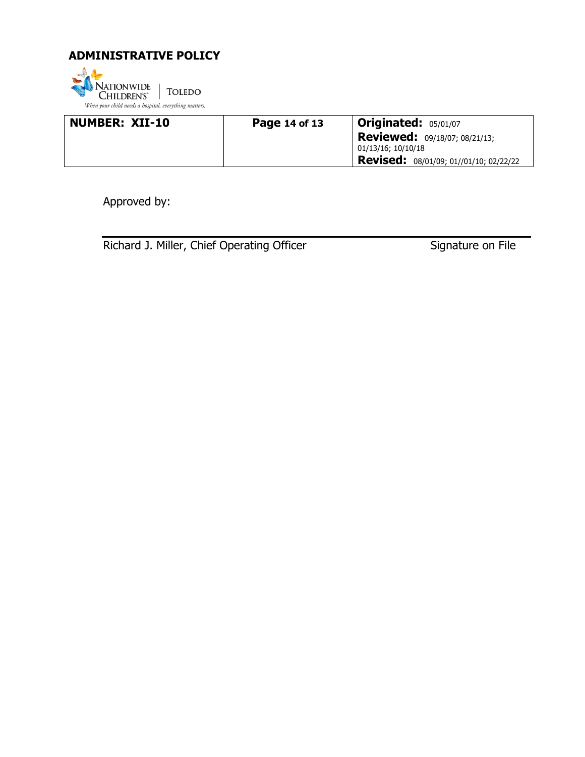Approved by:

Richard J. Miller, Chief Operating Officer — Signature on File